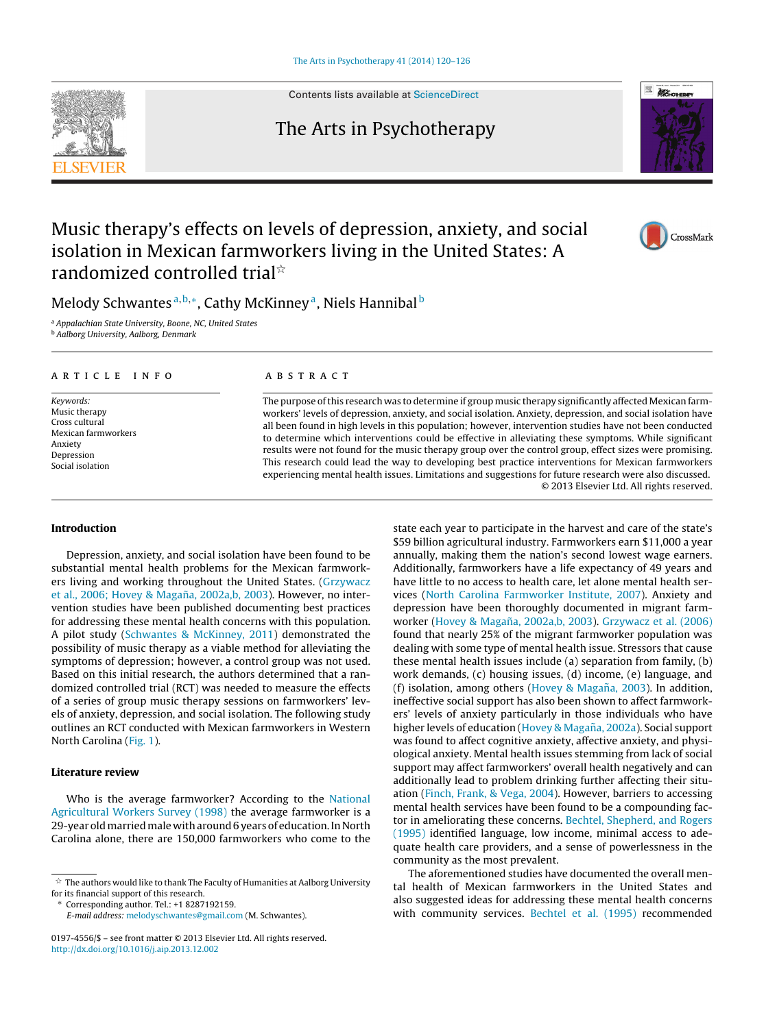# Music therapy's effects on levels of depression, anxiety, and social isolation in Mexican farmworkers living in the United States: A randomized controlled trial☆

Melody Schwantes[a,b,*], Cathy McKinney[a], Niels Hannibal[b]

[a] Appalachian State University, Boone, NC, United States
[b] Aalborg University, Aalborg, Denmark

## ARTICLE INFO

*Keywords:*
Music therapy
Cross cultural
Mexican farmworkers
Anxiety
Depression
Social isolation

## ABSTRACT

The purpose of this research was to determine if group music therapy significantly affected Mexican farmworkers' levels of depression, anxiety, and social isolation. Anxiety, depression, and social isolation have all been found in high levels in this population; however, intervention studies have not been conducted to determine which interventions could be effective in alleviating these symptoms. While significant results were not found for the music therapy group over the control group, effect sizes were promising. This research could lead the way to developing best practice interventions for Mexican farmworkers experiencing mental health issues. Limitations and suggestions for future research were also discussed.

© 2013 Elsevier Ltd. All rights reserved.

## Introduction

Depression, anxiety, and social isolation have been found to be substantial mental health problems for the Mexican farmworkers living and working throughout the United States. (Grzywacz et al., 2006; Hovey & Magaña, 2002a,b, 2003). However, no intervention studies have been published documenting best practices for addressing these mental health concerns with this population. A pilot study (Schwantes & McKinney, 2011) demonstrated the possibility of music therapy as a viable method for alleviating the symptoms of depression; however, a control group was not used. Based on this initial research, the authors determined that a randomized controlled trial (RCT) was needed to measure the effects of a series of group music therapy sessions on farmworkers' levels of anxiety, depression, and social isolation. The following study outlines an RCT conducted with Mexican farmworkers in Western North Carolina (Fig. 1).

## Literature review

Who is the average farmworker? According to the National Agricultural Workers Survey (1998) the average farmworker is a 29-year old married male with around 6 years of education. In North Carolina alone, there are 150,000 farmworkers who come to the state each year to participate in the harvest and care of the state's $59 billion agricultural industry. Farmworkers earn $11,000 a year annually, making them the nation's second lowest wage earners. Additionally, farmworkers have a life expectancy of 49 years and have little to no access to health care, let alone mental health services (North Carolina Farmworker Institute, 2007). Anxiety and depression have been thoroughly documented in migrant farmworker (Hovey & Magaña, 2002a,b, 2003). Grzywacz et al. (2006) found that nearly 25% of the migrant farmworker population was dealing with some type of mental health issue. Stressors that cause these mental health issues include (a) separation from family, (b) work demands, (c) housing issues, (d) income, (e) language, and (f) isolation, among others (Hovey & Magaña, 2003). In addition, ineffective social support has also been shown to affect farmworkers' levels of anxiety particularly in those individuals who have higher levels of education (Hovey & Magaña, 2002a). Social support was found to affect cognitive anxiety, affective anxiety, and physiological anxiety. Mental health issues stemming from lack of social support may affect farmworkers' overall health negatively and can additionally lead to problem drinking further affecting their situation (Finch, Frank, & Vega, 2004). However, barriers to accessing mental health services have been found to be a compounding factor in ameliorating these concerns. Bechtel, Shepherd, and Rogers (1995) identified language, low income, minimal access to adequate health care providers, and a sense of powerlessness in the community as the most prevalent.

The aforementioned studies have documented the overall mental health of Mexican farmworkers in the United States and also suggested ideas for addressing these mental health concerns with community services. Bechtel et al. (1995) recommended

---

☆ The authors would like to thank The Faculty of Humanities at Aalborg University for its financial support of this research.

\* Corresponding author. Tel.: +1 8287192159.
*E-mail address:* melodyschwantes@gmail.com (M. Schwantes).

0197-4556/$ – see front matter © 2013 Elsevier Ltd. All rights reserved.
http://dx.doi.org/10.1016/j.aip.2013.12.002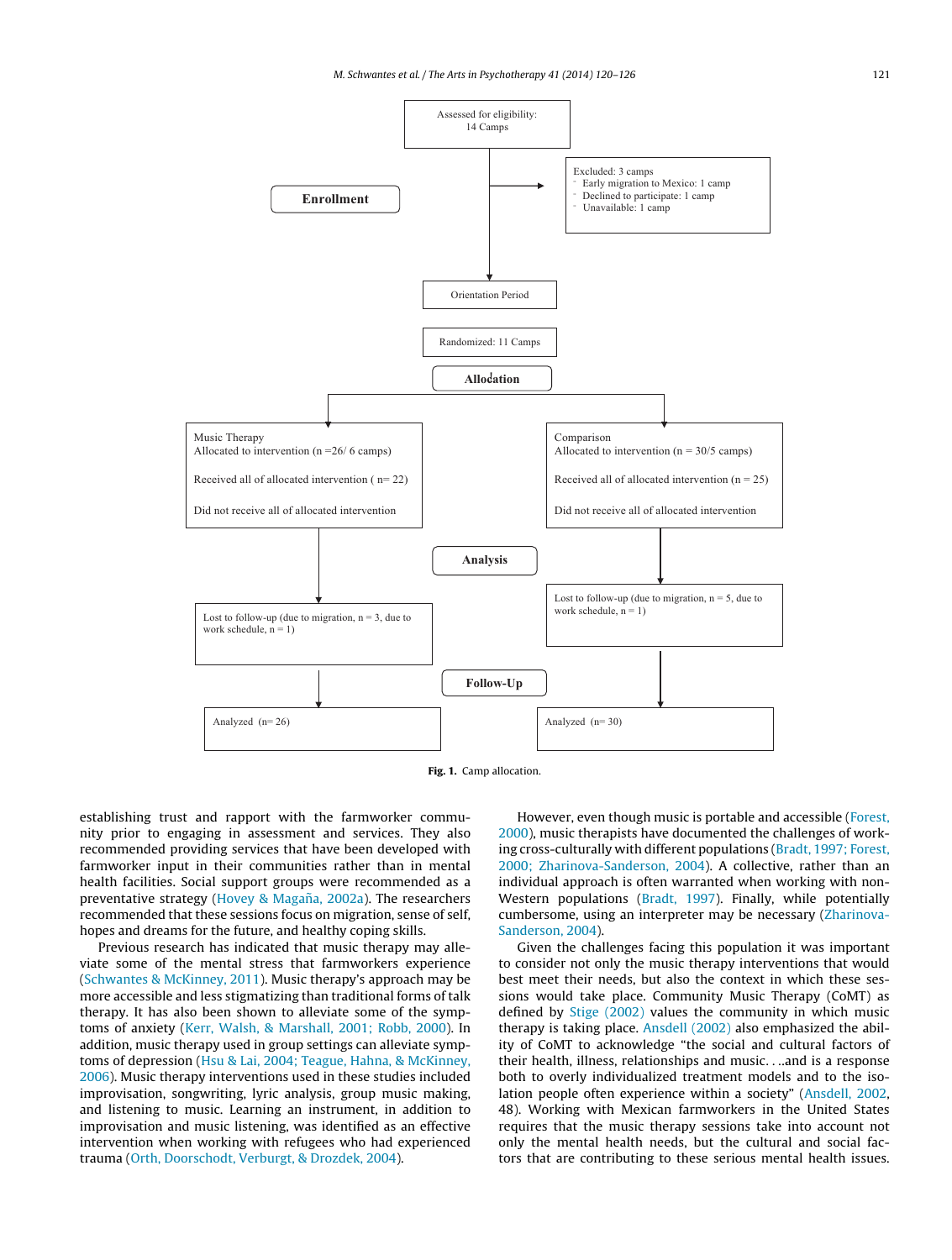Assessed for eligibility: 14 Camps

**Enrollment**

Excluded: 3 camps
- Early migration to Mexico: 1 camp
- Declined to participate: 1 camp
- Unavailable: 1 camp

Orientation Period

Randomized: 11 Camps

**Allocation**

Music Therapy
Allocated to intervention (n =26/ 6 camps)

Received all of allocated intervention ( n= 22)

Did not receive all of allocated intervention

Comparison
Allocated to intervention (n = 30/5 camps)

Received all of allocated intervention (n = 25)

Did not receive all of allocated intervention

**Analysis**

Lost to follow-up (due to migration, n = 3, due to work schedule, n = 1)

Lost to follow-up (due to migration, n = 5, due to work schedule, n = 1)

**Follow-Up**

Analyzed (n= 26)

Analyzed (n= 30)

**Fig. 1.** Camp allocation.

establishing trust and rapport with the farmworker community prior to engaging in assessment and services. They also recommended providing services that have been developed with farmworker input in their communities rather than in mental health facilities. Social support groups were recommended as a preventative strategy (Hovey & Magaña, 2002a). The researchers recommended that these sessions focus on migration, sense of self, hopes and dreams for the future, and healthy coping skills.

Previous research has indicated that music therapy may alleviate some of the mental stress that farmworkers experience (Schwantes & McKinney, 2011). Music therapy's approach may be more accessible and less stigmatizing than traditional forms of talk therapy. It has also been shown to alleviate some of the symptoms of anxiety (Kerr, Walsh, & Marshall, 2001; Robb, 2000). In addition, music therapy used in group settings can alleviate symptoms of depression (Hsu & Lai, 2004; Teague, Hahna, & McKinney, 2006). Music therapy interventions used in these studies included improvisation, songwriting, lyric analysis, group music making, and listening to music. Learning an instrument, in addition to improvisation and music listening, was identified as an effective intervention when working with refugees who had experienced trauma (Orth, Doorschodt, Verburgt, & Drozdek, 2004).

However, even though music is portable and accessible (Forest, 2000), music therapists have documented the challenges of working cross-culturally with different populations (Bradt, 1997; Forest, 2000; Zharinova-Sanderson, 2004). A collective, rather than an individual approach is often warranted when working with non-Western populations (Bradt, 1997). Finally, while potentially cumbersome, using an interpreter may be necessary (Zharinova-Sanderson, 2004).

Given the challenges facing this population it was important to consider not only the music therapy interventions that would best meet their needs, but also the context in which these sessions would take place. Community Music Therapy (CoMT) as defined by Stige (2002) values the community in which music therapy is taking place. Ansdell (2002) also emphasized the ability of CoMT to acknowledge "the social and cultural factors of their health, illness, relationships and music. . ..and is a response both to overly individualized treatment models and to the isolation people often experience within a society" (Ansdell, 2002, 48). Working with Mexican farmworkers in the United States requires that the music therapy sessions take into account not only the mental health needs, but the cultural and social factors that are contributing to these serious mental health issues.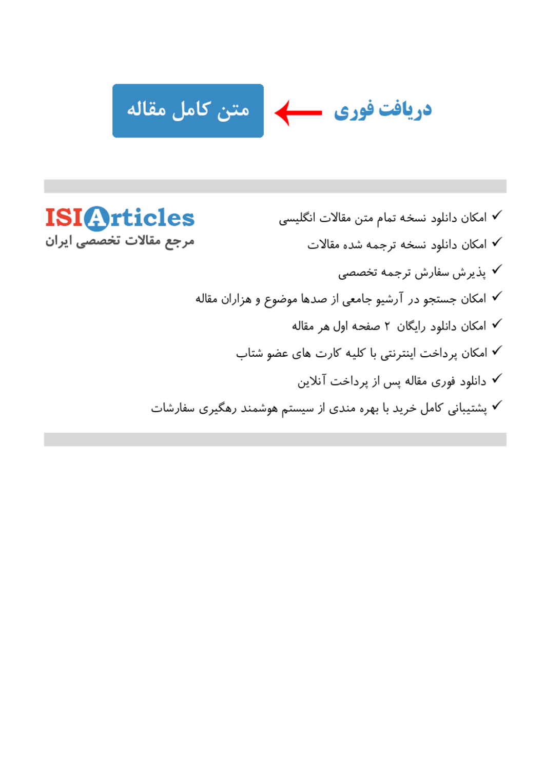دریافت فوری ← **متن کامل مقاله**

**ISIArticles**
مرجع مقالات تخصصی ایران

- ✓ امکان دانلود نسخه تمام متن مقالات انگلیسی
- ✓ امکان دانلود نسخه ترجمه شده مقالات
- ✓ پذیرش سفارش ترجمه تخصصی
- ✓ امکان جستجو در آرشیو جامعی از صدها موضوع و هزاران مقاله
- ✓ امکان دانلود رایگان ۲ صفحه اول هر مقاله
- ✓ امکان پرداخت اینترنتی با کلیه کارت های عضو شتاب
- ✓ دانلود فوری مقاله پس از پرداخت آنلاین
- ✓ پشتیبانی کامل خرید با بهره مندی از سیستم هوشمند رهگیری سفارشات